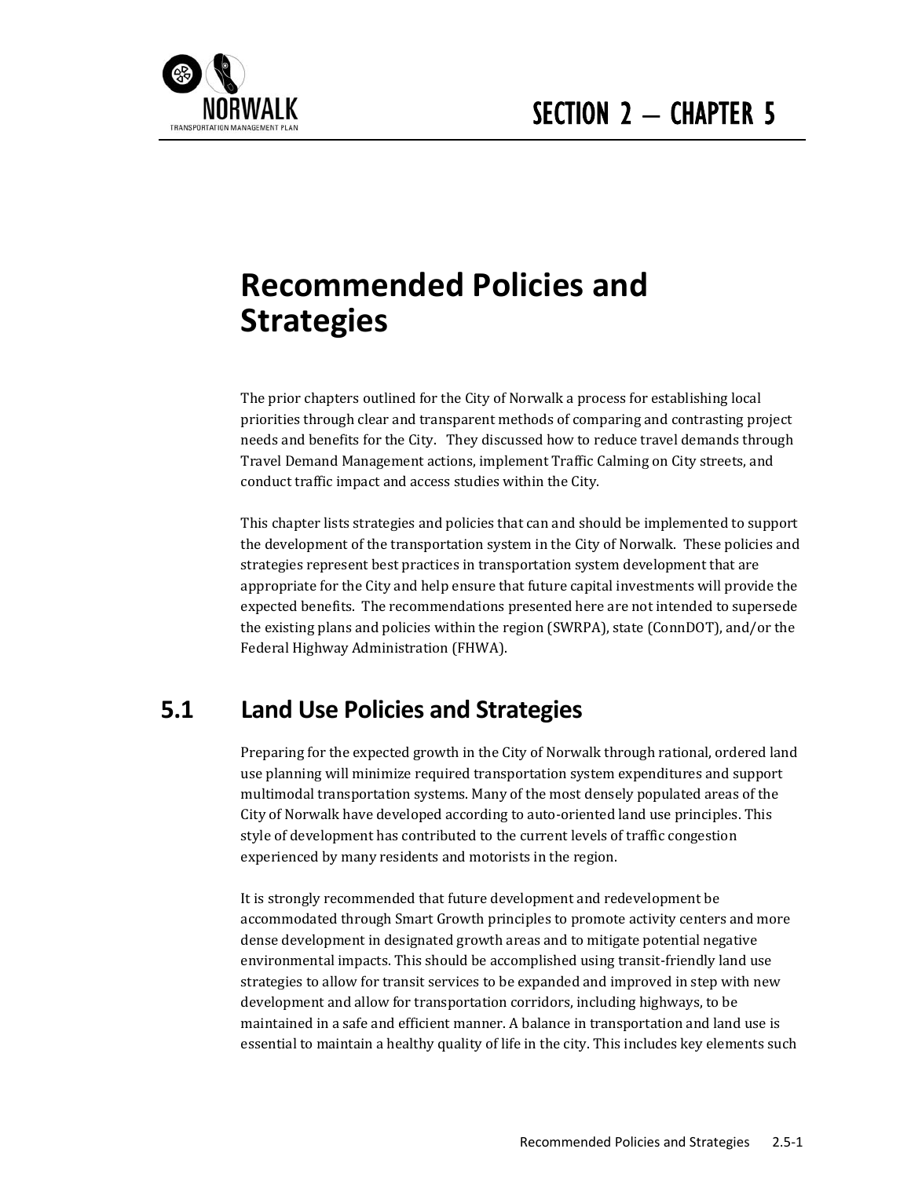# SECTION 2 – CHAPTER 5

# Recommended Policies and Strategies

The prior chapters outlined for the City of Norwalk a process for establishing local priorities through clear and transparent methods of comparing and contrasting project needs and benefits for the City. They discussed how to reduce travel demands through Travel Demand Management actions, implement Traffic Calming on City streets, and conduct traffic impact and access studies within the City.

This chapter lists strategies and policies that can and should be implemented to support the development of the transportation system in the City of Norwalk. These policies and strategies represent best practices in transportation system development that are appropriate for the City and help ensure that future capital investments will provide the expected benefits. The recommendations presented here are not intended to supersede the existing plans and policies within the region (SWRPA), state (ConnDOT), and/or the Federal Highway Administration (FHWA).

## 5.1 Land Use Policies and Strategies

Preparing for the expected growth in the City of Norwalk through rational, ordered land use planning will minimize required transportation system expenditures and support multimodal transportation systems. Many of the most densely populated areas of the City of Norwalk have developed according to auto-oriented land use principles. This style of development has contributed to the current levels of traffic congestion experienced by many residents and motorists in the region.

It is strongly recommended that future development and redevelopment be accommodated through Smart Growth principles to promote activity centers and more dense development in designated growth areas and to mitigate potential negative environmental impacts. This should be accomplished using transit-friendly land use strategies to allow for transit services to be expanded and improved in step with new development and allow for transportation corridors, including highways, to be maintained in a safe and efficient manner. A balance in transportation and land use is essential to maintain a healthy quality of life in the city. This includes key elements such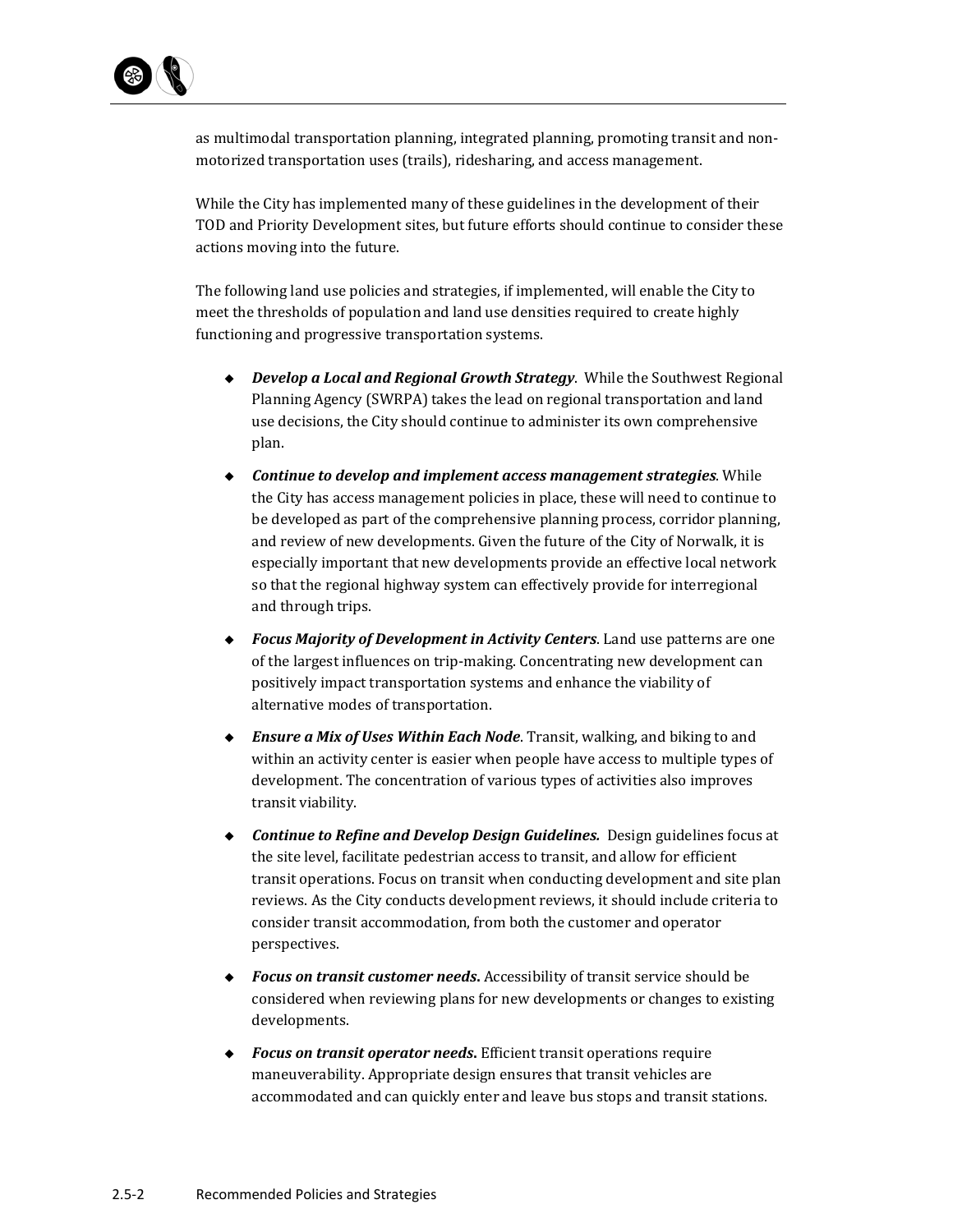as multimodal transportation planning, integrated planning, promoting transit and non-motorized transportation uses (trails), ridesharing, and access management.

While the City has implemented many of these guidelines in the development of their TOD and Priority Development sites, but future efforts should continue to consider these actions moving into the future.

The following land use policies and strategies, if implemented, will enable the City to meet the thresholds of population and land use densities required to create highly functioning and progressive transportation systems.

- ***Develop a Local and Regional Growth Strategy***. While the Southwest Regional Planning Agency (SWRPA) takes the lead on regional transportation and land use decisions, the City should continue to administer its own comprehensive plan.
- ***Continue to develop and implement access management strategies***. While the City has access management policies in place, these will need to continue to be developed as part of the comprehensive planning process, corridor planning, and review of new developments. Given the future of the City of Norwalk, it is especially important that new developments provide an effective local network so that the regional highway system can effectively provide for interregional and through trips.
- ***Focus Majority of Development in Activity Centers***. Land use patterns are one of the largest influences on trip-making. Concentrating new development can positively impact transportation systems and enhance the viability of alternative modes of transportation.
- ***Ensure a Mix of Uses Within Each Node***. Transit, walking, and biking to and within an activity center is easier when people have access to multiple types of development. The concentration of various types of activities also improves transit viability.
- ***Continue to Refine and Develop Design Guidelines.*** Design guidelines focus at the site level, facilitate pedestrian access to transit, and allow for efficient transit operations. Focus on transit when conducting development and site plan reviews. As the City conducts development reviews, it should include criteria to consider transit accommodation, from both the customer and operator perspectives.
- ***Focus on transit customer needs.*** Accessibility of transit service should be considered when reviewing plans for new developments or changes to existing developments.
- ***Focus on transit operator needs.*** Efficient transit operations require maneuverability. Appropriate design ensures that transit vehicles are accommodated and can quickly enter and leave bus stops and transit stations.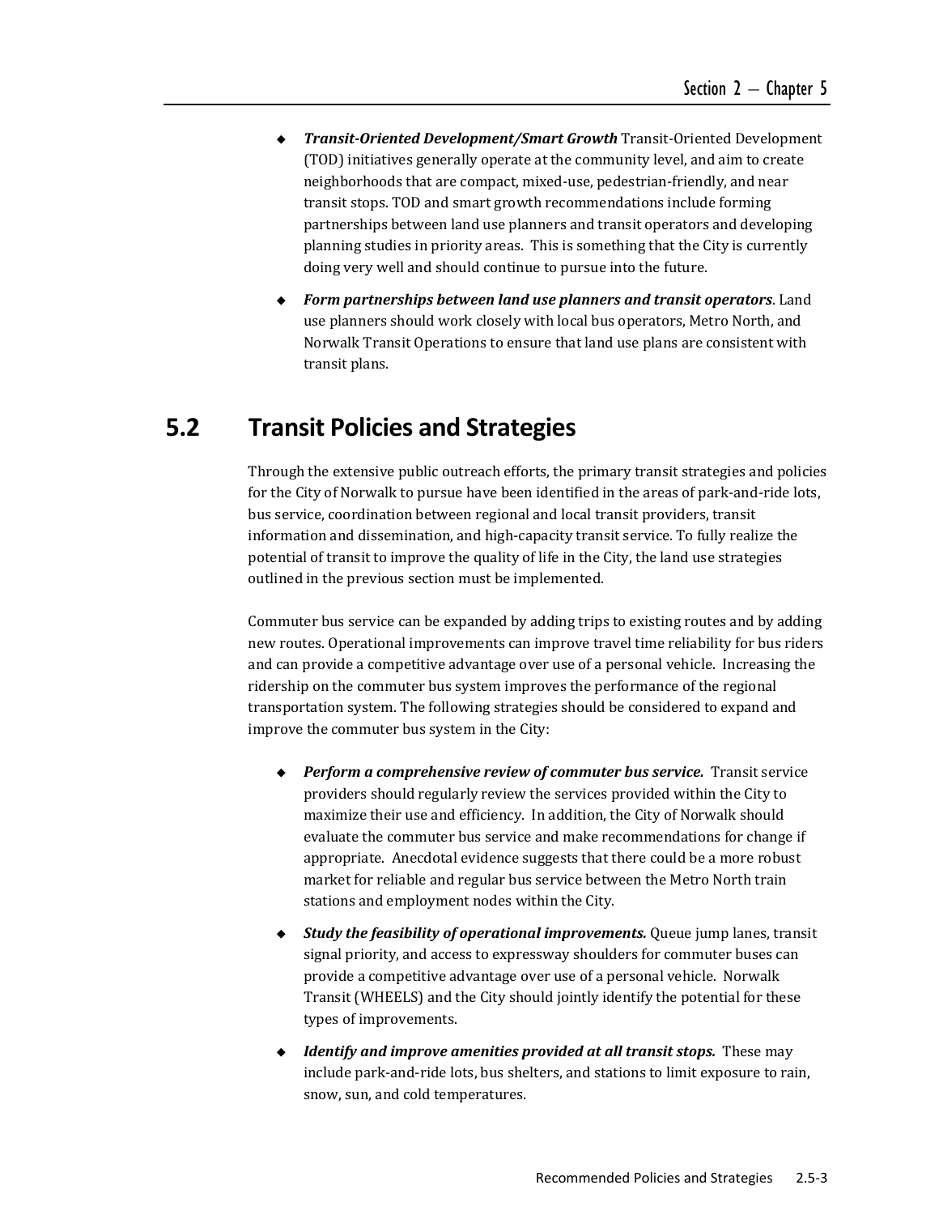- ***Transit-Oriented Development/Smart Growth*** Transit-Oriented Development (TOD) initiatives generally operate at the community level, and aim to create neighborhoods that are compact, mixed-use, pedestrian-friendly, and near transit stops. TOD and smart growth recommendations include forming partnerships between land use planners and transit operators and developing planning studies in priority areas. This is something that the City is currently doing very well and should continue to pursue into the future.

- ***Form partnerships between land use planners and transit operators***. Land use planners should work closely with local bus operators, Metro North, and Norwalk Transit Operations to ensure that land use plans are consistent with transit plans.

## 5.2 Transit Policies and Strategies

Through the extensive public outreach efforts, the primary transit strategies and policies for the City of Norwalk to pursue have been identified in the areas of park-and-ride lots, bus service, coordination between regional and local transit providers, transit information and dissemination, and high-capacity transit service. To fully realize the potential of transit to improve the quality of life in the City, the land use strategies outlined in the previous section must be implemented.

Commuter bus service can be expanded by adding trips to existing routes and by adding new routes. Operational improvements can improve travel time reliability for bus riders and can provide a competitive advantage over use of a personal vehicle. Increasing the ridership on the commuter bus system improves the performance of the regional transportation system. The following strategies should be considered to expand and improve the commuter bus system in the City:

- ***Perform a comprehensive review of commuter bus service.*** Transit service providers should regularly review the services provided within the City to maximize their use and efficiency. In addition, the City of Norwalk should evaluate the commuter bus service and make recommendations for change if appropriate. Anecdotal evidence suggests that there could be a more robust market for reliable and regular bus service between the Metro North train stations and employment nodes within the City.

- ***Study the feasibility of operational improvements.*** Queue jump lanes, transit signal priority, and access to expressway shoulders for commuter buses can provide a competitive advantage over use of a personal vehicle. Norwalk Transit (WHEELS) and the City should jointly identify the potential for these types of improvements.

- ***Identify and improve amenities provided at all transit stops.*** These may include park-and-ride lots, bus shelters, and stations to limit exposure to rain, snow, sun, and cold temperatures.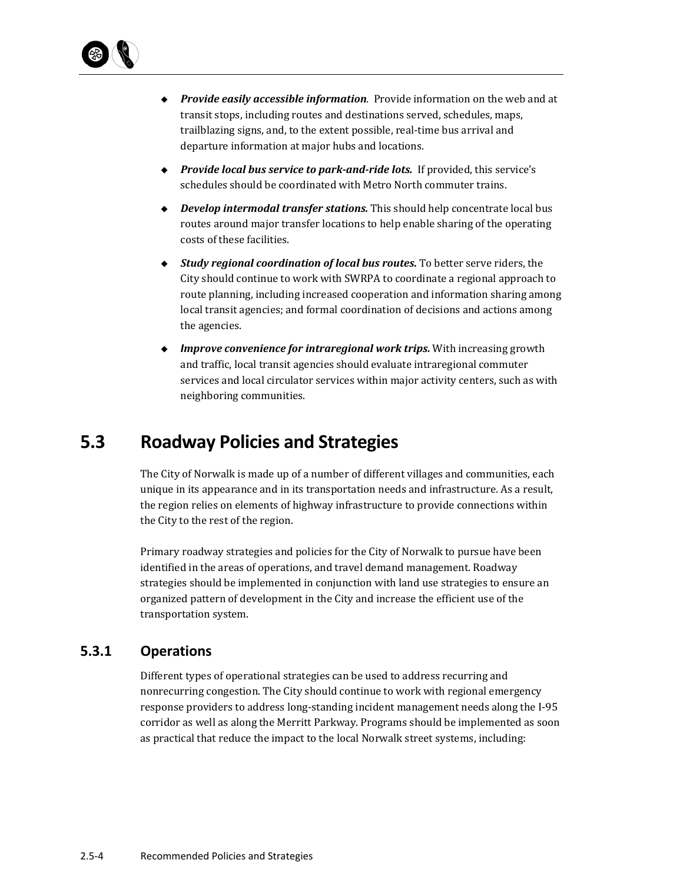- ***Provide easily accessible information***. Provide information on the web and at transit stops, including routes and destinations served, schedules, maps, trailblazing signs, and, to the extent possible, real-time bus arrival and departure information at major hubs and locations.
- ***Provide local bus service to park-and-ride lots.*** If provided, this service's schedules should be coordinated with Metro North commuter trains.
- ***Develop intermodal transfer stations.*** This should help concentrate local bus routes around major transfer locations to help enable sharing of the operating costs of these facilities.
- ***Study regional coordination of local bus routes.*** To better serve riders, the City should continue to work with SWRPA to coordinate a regional approach to route planning, including increased cooperation and information sharing among local transit agencies; and formal coordination of decisions and actions among the agencies.
- ***Improve convenience for intraregional work trips.*** With increasing growth and traffic, local transit agencies should evaluate intraregional commuter services and local circulator services within major activity centers, such as with neighboring communities.

## 5.3 Roadway Policies and Strategies

The City of Norwalk is made up of a number of different villages and communities, each unique in its appearance and in its transportation needs and infrastructure. As a result, the region relies on elements of highway infrastructure to provide connections within the City to the rest of the region.

Primary roadway strategies and policies for the City of Norwalk to pursue have been identified in the areas of operations, and travel demand management. Roadway strategies should be implemented in conjunction with land use strategies to ensure an organized pattern of development in the City and increase the efficient use of the transportation system.

### 5.3.1 Operations

Different types of operational strategies can be used to address recurring and nonrecurring congestion. The City should continue to work with regional emergency response providers to address long-standing incident management needs along the I-95 corridor as well as along the Merritt Parkway. Programs should be implemented as soon as practical that reduce the impact to the local Norwalk street systems, including: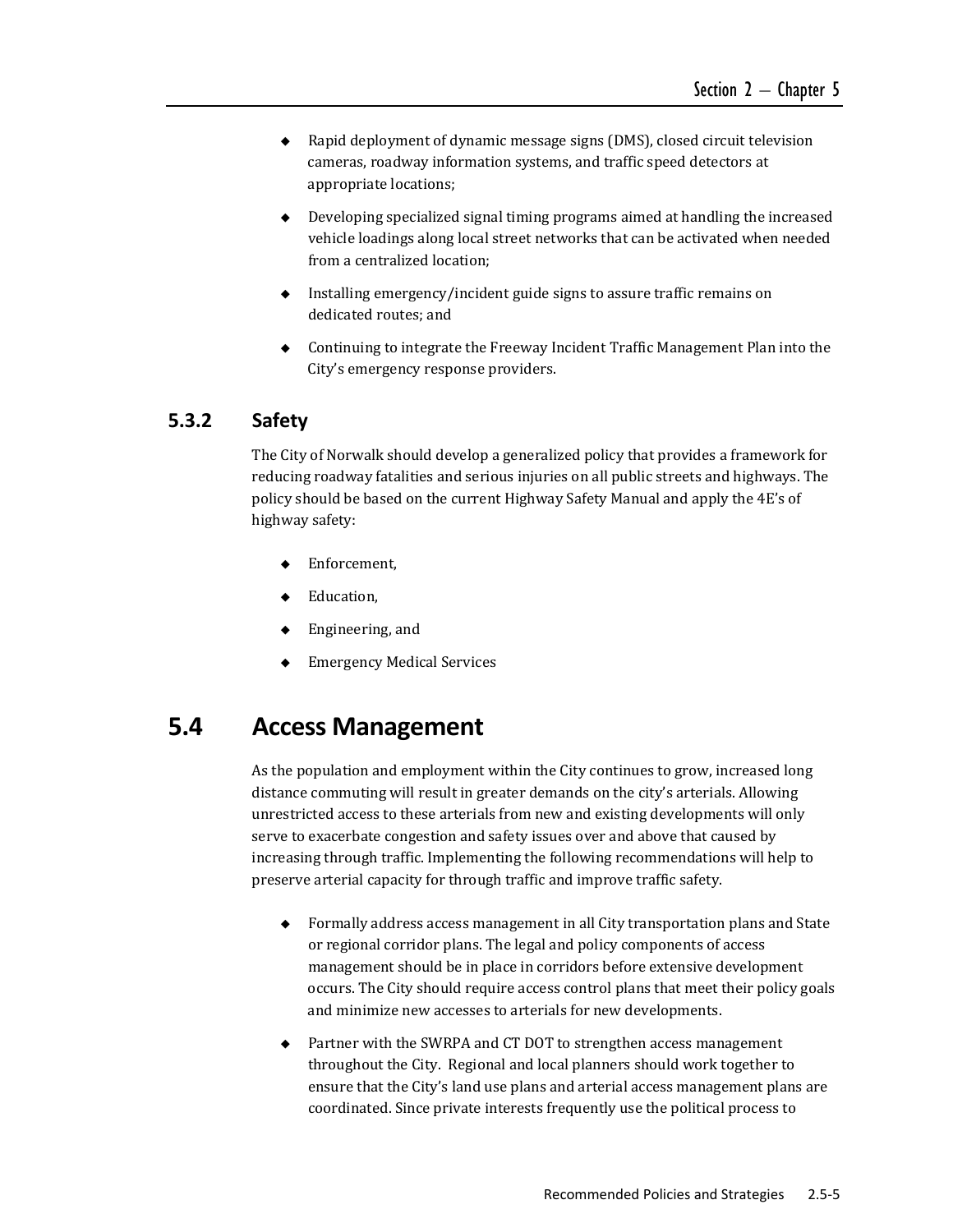- Rapid deployment of dynamic message signs (DMS), closed circuit television cameras, roadway information systems, and traffic speed detectors at appropriate locations;
- Developing specialized signal timing programs aimed at handling the increased vehicle loadings along local street networks that can be activated when needed from a centralized location;
- Installing emergency/incident guide signs to assure traffic remains on dedicated routes; and
- Continuing to integrate the Freeway Incident Traffic Management Plan into the City's emergency response providers.

### 5.3.2 Safety

The City of Norwalk should develop a generalized policy that provides a framework for reducing roadway fatalities and serious injuries on all public streets and highways. The policy should be based on the current Highway Safety Manual and apply the 4E's of highway safety:

- Enforcement,
- Education,
- Engineering, and
- Emergency Medical Services

## 5.4 Access Management

As the population and employment within the City continues to grow, increased long distance commuting will result in greater demands on the city's arterials. Allowing unrestricted access to these arterials from new and existing developments will only serve to exacerbate congestion and safety issues over and above that caused by increasing through traffic. Implementing the following recommendations will help to preserve arterial capacity for through traffic and improve traffic safety.

- Formally address access management in all City transportation plans and State or regional corridor plans. The legal and policy components of access management should be in place in corridors before extensive development occurs. The City should require access control plans that meet their policy goals and minimize new accesses to arterials for new developments.
- Partner with the SWRPA and CT DOT to strengthen access management throughout the City. Regional and local planners should work together to ensure that the City's land use plans and arterial access management plans are coordinated. Since private interests frequently use the political process to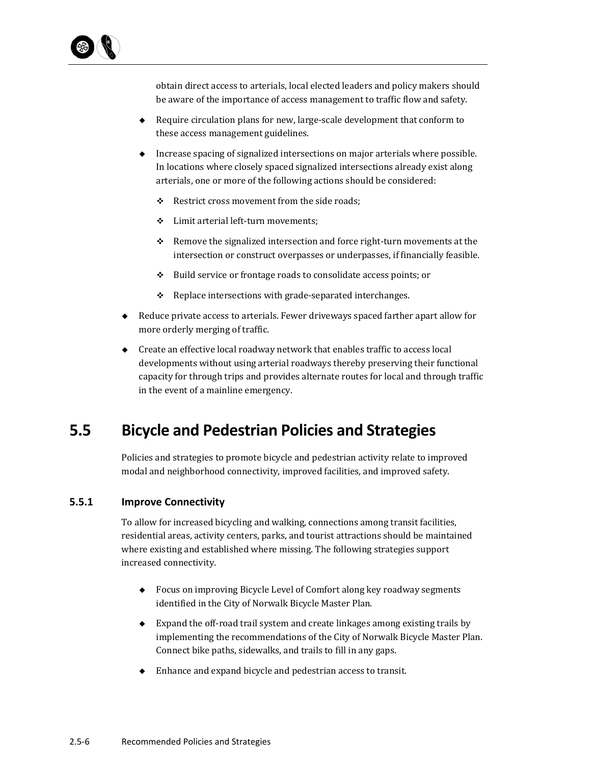obtain direct access to arterials, local elected leaders and policy makers should be aware of the importance of access management to traffic flow and safety.

- Require circulation plans for new, large-scale development that conform to these access management guidelines.
- Increase spacing of signalized intersections on major arterials where possible. In locations where closely spaced signalized intersections already exist along arterials, one or more of the following actions should be considered:
  - Restrict cross movement from the side roads;
  - Limit arterial left-turn movements;
  - Remove the signalized intersection and force right-turn movements at the intersection or construct overpasses or underpasses, if financially feasible.
  - Build service or frontage roads to consolidate access points; or
  - Replace intersections with grade-separated interchanges.

- Reduce private access to arterials. Fewer driveways spaced farther apart allow for more orderly merging of traffic.
- Create an effective local roadway network that enables traffic to access local developments without using arterial roadways thereby preserving their functional capacity for through trips and provides alternate routes for local and through traffic in the event of a mainline emergency.

# 5.5 Bicycle and Pedestrian Policies and Strategies

Policies and strategies to promote bicycle and pedestrian activity relate to improved modal and neighborhood connectivity, improved facilities, and improved safety.

## 5.5.1 Improve Connectivity

To allow for increased bicycling and walking, connections among transit facilities, residential areas, activity centers, parks, and tourist attractions should be maintained where existing and established where missing. The following strategies support increased connectivity.

- Focus on improving Bicycle Level of Comfort along key roadway segments identified in the City of Norwalk Bicycle Master Plan.
- Expand the off-road trail system and create linkages among existing trails by implementing the recommendations of the City of Norwalk Bicycle Master Plan. Connect bike paths, sidewalks, and trails to fill in any gaps.
- Enhance and expand bicycle and pedestrian access to transit.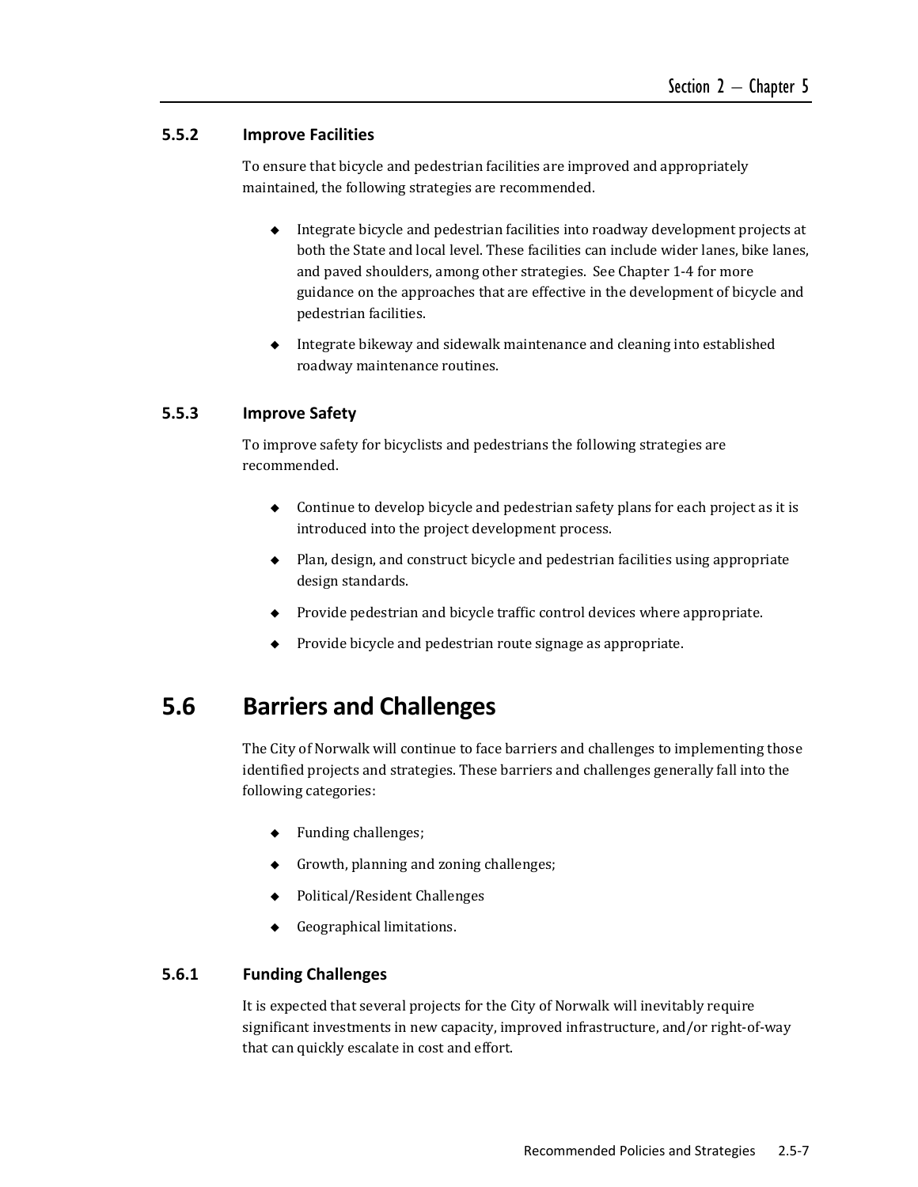### 5.5.2 Improve Facilities

To ensure that bicycle and pedestrian facilities are improved and appropriately maintained, the following strategies are recommended.

- Integrate bicycle and pedestrian facilities into roadway development projects at both the State and local level. These facilities can include wider lanes, bike lanes, and paved shoulders, among other strategies. See Chapter 1-4 for more guidance on the approaches that are effective in the development of bicycle and pedestrian facilities.
- Integrate bikeway and sidewalk maintenance and cleaning into established roadway maintenance routines.

### 5.5.3 Improve Safety

To improve safety for bicyclists and pedestrians the following strategies are recommended.

- Continue to develop bicycle and pedestrian safety plans for each project as it is introduced into the project development process.
- Plan, design, and construct bicycle and pedestrian facilities using appropriate design standards.
- Provide pedestrian and bicycle traffic control devices where appropriate.
- Provide bicycle and pedestrian route signage as appropriate.

## 5.6 Barriers and Challenges

The City of Norwalk will continue to face barriers and challenges to implementing those identified projects and strategies. These barriers and challenges generally fall into the following categories:

- Funding challenges;
- Growth, planning and zoning challenges;
- Political/Resident Challenges
- Geographical limitations.

### 5.6.1 Funding Challenges

It is expected that several projects for the City of Norwalk will inevitably require significant investments in new capacity, improved infrastructure, and/or right-of-way that can quickly escalate in cost and effort.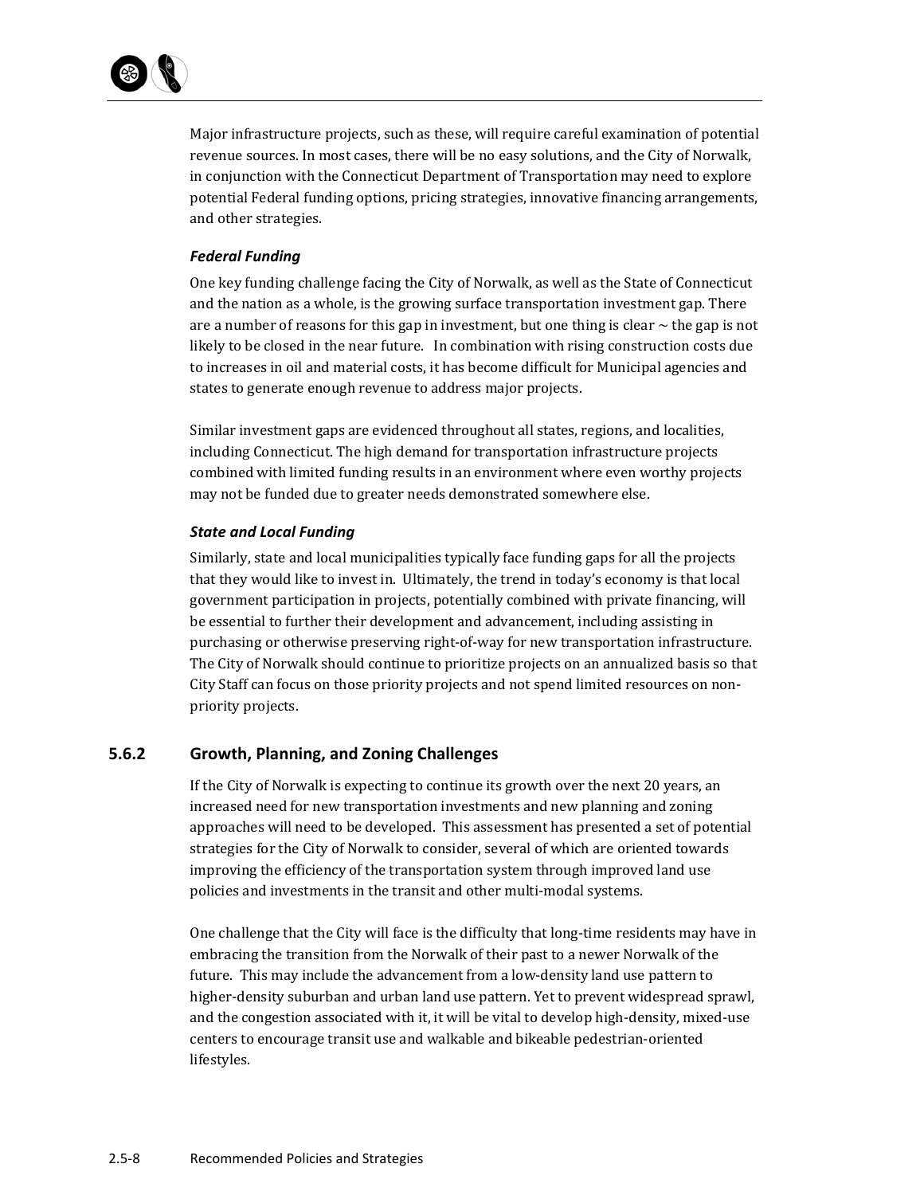Major infrastructure projects, such as these, will require careful examination of potential revenue sources. In most cases, there will be no easy solutions, and the City of Norwalk, in conjunction with the Connecticut Department of Transportation may need to explore potential Federal funding options, pricing strategies, innovative financing arrangements, and other strategies.

***Federal Funding***

One key funding challenge facing the City of Norwalk, as well as the State of Connecticut and the nation as a whole, is the growing surface transportation investment gap. There are a number of reasons for this gap in investment, but one thing is clear ~ the gap is not likely to be closed in the near future. In combination with rising construction costs due to increases in oil and material costs, it has become difficult for Municipal agencies and states to generate enough revenue to address major projects.

Similar investment gaps are evidenced throughout all states, regions, and localities, including Connecticut. The high demand for transportation infrastructure projects combined with limited funding results in an environment where even worthy projects may not be funded due to greater needs demonstrated somewhere else.

***State and Local Funding***

Similarly, state and local municipalities typically face funding gaps for all the projects that they would like to invest in. Ultimately, the trend in today's economy is that local government participation in projects, potentially combined with private financing, will be essential to further their development and advancement, including assisting in purchasing or otherwise preserving right-of-way for new transportation infrastructure. The City of Norwalk should continue to prioritize projects on an annualized basis so that City Staff can focus on those priority projects and not spend limited resources on non-priority projects.

### 5.6.2 Growth, Planning, and Zoning Challenges

If the City of Norwalk is expecting to continue its growth over the next 20 years, an increased need for new transportation investments and new planning and zoning approaches will need to be developed. This assessment has presented a set of potential strategies for the City of Norwalk to consider, several of which are oriented towards improving the efficiency of the transportation system through improved land use policies and investments in the transit and other multi-modal systems.

One challenge that the City will face is the difficulty that long-time residents may have in embracing the transition from the Norwalk of their past to a newer Norwalk of the future. This may include the advancement from a low-density land use pattern to higher-density suburban and urban land use pattern. Yet to prevent widespread sprawl, and the congestion associated with it, it will be vital to develop high-density, mixed-use centers to encourage transit use and walkable and bikeable pedestrian-oriented lifestyles.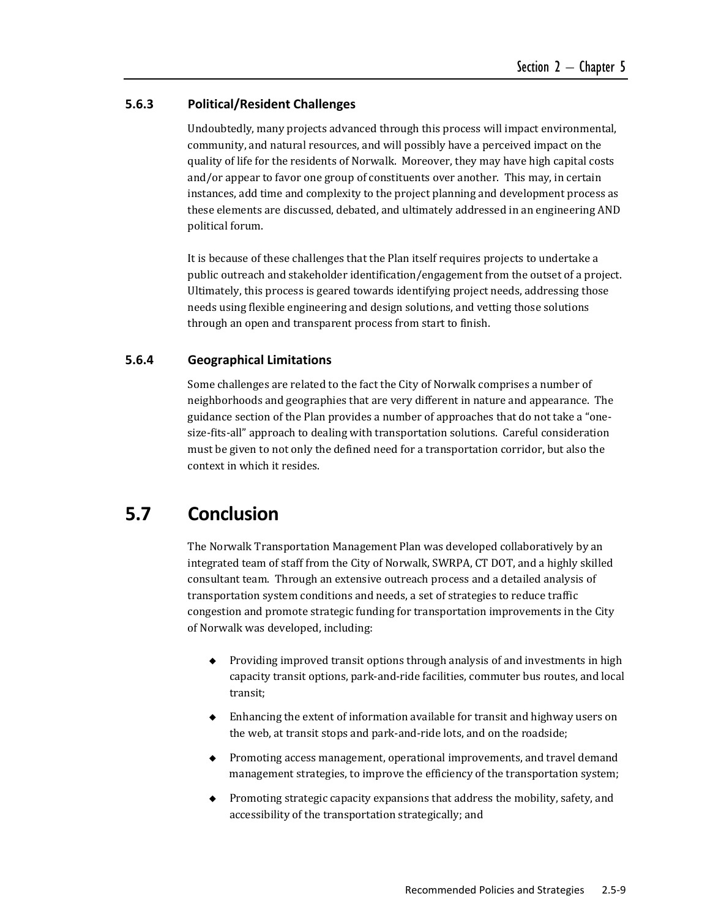### 5.6.3 Political/Resident Challenges

Undoubtedly, many projects advanced through this process will impact environmental, community, and natural resources, and will possibly have a perceived impact on the quality of life for the residents of Norwalk. Moreover, they may have high capital costs and/or appear to favor one group of constituents over another. This may, in certain instances, add time and complexity to the project planning and development process as these elements are discussed, debated, and ultimately addressed in an engineering AND political forum.

It is because of these challenges that the Plan itself requires projects to undertake a public outreach and stakeholder identification/engagement from the outset of a project. Ultimately, this process is geared towards identifying project needs, addressing those needs using flexible engineering and design solutions, and vetting those solutions through an open and transparent process from start to finish.

### 5.6.4 Geographical Limitations

Some challenges are related to the fact the City of Norwalk comprises a number of neighborhoods and geographies that are very different in nature and appearance. The guidance section of the Plan provides a number of approaches that do not take a "one-size-fits-all" approach to dealing with transportation solutions. Careful consideration must be given to not only the defined need for a transportation corridor, but also the context in which it resides.

## 5.7 Conclusion

The Norwalk Transportation Management Plan was developed collaboratively by an integrated team of staff from the City of Norwalk, SWRPA, CT DOT, and a highly skilled consultant team. Through an extensive outreach process and a detailed analysis of transportation system conditions and needs, a set of strategies to reduce traffic congestion and promote strategic funding for transportation improvements in the City of Norwalk was developed, including:

- Providing improved transit options through analysis of and investments in high capacity transit options, park-and-ride facilities, commuter bus routes, and local transit;
- Enhancing the extent of information available for transit and highway users on the web, at transit stops and park-and-ride lots, and on the roadside;
- Promoting access management, operational improvements, and travel demand management strategies, to improve the efficiency of the transportation system;
- Promoting strategic capacity expansions that address the mobility, safety, and accessibility of the transportation strategically; and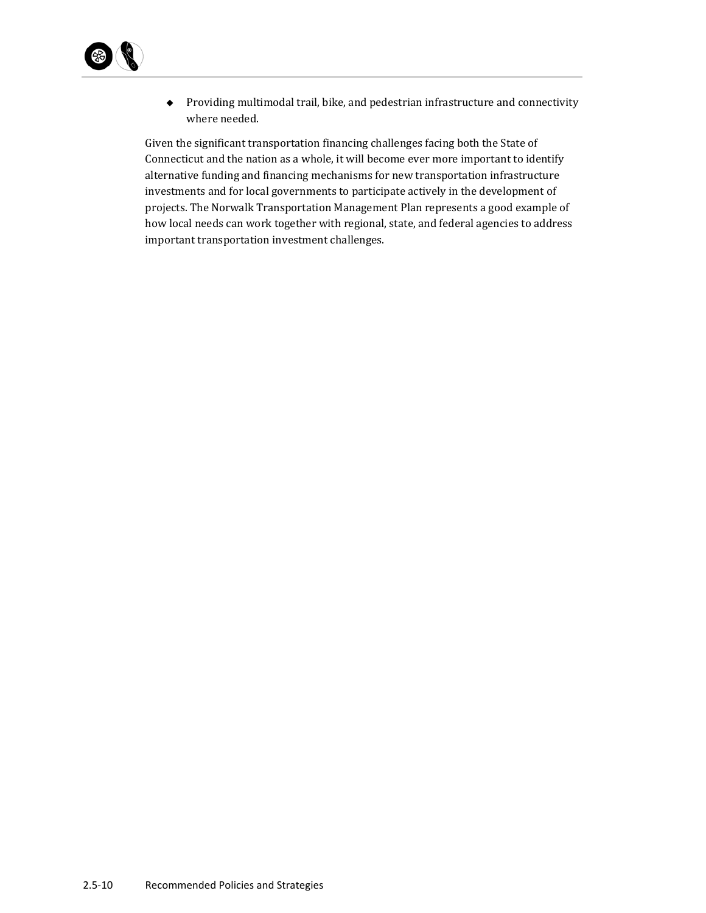- Providing multimodal trail, bike, and pedestrian infrastructure and connectivity where needed.

Given the significant transportation financing challenges facing both the State of Connecticut and the nation as a whole, it will become ever more important to identify alternative funding and financing mechanisms for new transportation infrastructure investments and for local governments to participate actively in the development of projects. The Norwalk Transportation Management Plan represents a good example of how local needs can work together with regional, state, and federal agencies to address important transportation investment challenges.